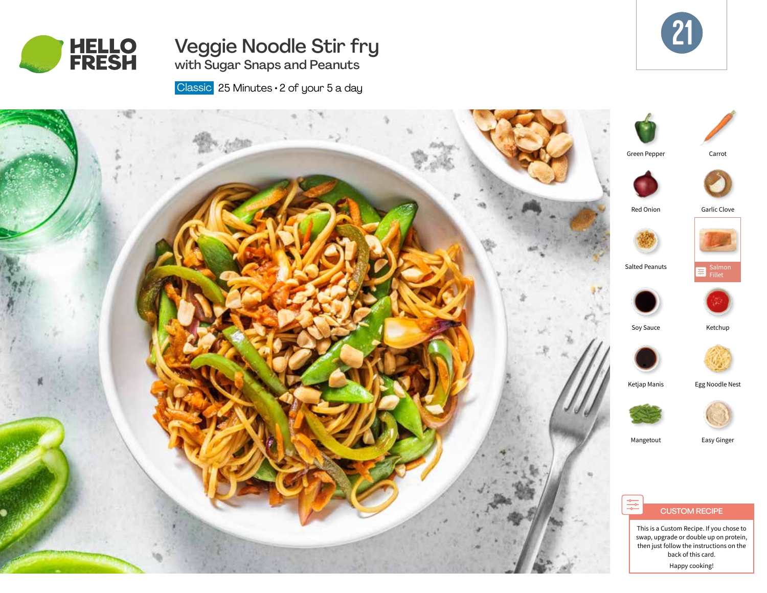HELLO FRESH

# Veggie Noodle Stir fry

## with Sugar Snaps and Peanuts

Classic 25 Minutes • 2 of your 5 a day

21

- Green Pepper
- Carrot
- Red Onion
- Garlic Clove
- Salted Peanuts
- Salmon Fillet
- Soy Sauce
- Ketchup
- Ketjap Manis
- Egg Noodle Nest
- Mangetout
- Easy Ginger

**CUSTOM RECIPE**

This is a Custom Recipe. If you chose to swap, upgrade or double up on protein, then just follow the instructions on the back of this card.

Happy cooking!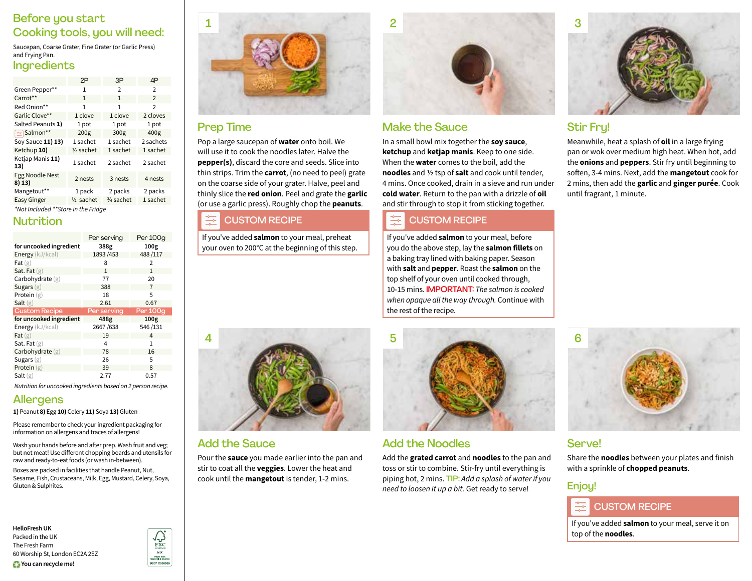## Before you start
## Cooking tools, you will need:

Saucepan, Coarse Grater, Fine Grater (or Garlic Press) and Frying Pan.

## Ingredients

| | 2P | 3P | 4P |
|---|---|---|---|
| Green Pepper** | 1 | 2 | 2 |
| Carrot** | 1 | 1 | 2 |
| Red Onion** | 1 | 1 | 2 |
| Garlic Clove** | 1 clove | 1 clove | 2 cloves |
| Salted Peanuts **1)** | 1 pot | 1 pot | 1 pot |
| Salmon** | 200g | 300g | 400g |
| Soy Sauce **11) 13)** | 1 sachet | 1 sachet | 2 sachets |
| Ketchup **10)** | ½ sachet | 1 sachet | 1 sachet |
| Ketjap Manis **11) 13)** | 1 sachet | 2 sachet | 2 sachet |
| Egg Noodle Nest **8) 13)** | 2 nests | 3 nests | 4 nests |
| Mangetout** | 1 pack | 2 packs | 2 packs |
| Easy Ginger | ½ sachet | ¾ sachet | 1 sachet |

*\*Not Included \*\*Store in the Fridge*

## Nutrition

| | Per serving | Per 100g |
|---|---|---|
| **for uncooked ingredient** | **388g** | **100g** |
| Energy (kJ/kcal) | 1893 /453 | 488 /117 |
| Fat (g) | 8 | 2 |
| Sat. Fat (g) | 1 | 1 |
| Carbohydrate (g) | 77 | 20 |
| Sugars (g) | 388 | 7 |
| Protein (g) | 18 | 5 |
| Salt (g) | 2.61 | 0.67 |
| **Custom Recipe** | **Per serving** | **Per 100g** |
| **for uncooked ingredient** | **488g** | **100g** |
| Energy (kJ/kcal) | 2667 /638 | 546 /131 |
| Fat (g) | 19 | 4 |
| Sat. Fat (g) | 4 | 1 |
| Carbohydrate (g) | 78 | 16 |
| Sugars (g) | 26 | 5 |
| Protein (g) | 39 | 8 |
| Salt (g) | 2.77 | 0.57 |

*Nutrition for uncooked ingredients based on 2 person recipe.*

## Allergens

**1)** Peanut **8)** Egg **10)** Celery **11)** Soya **13)** Gluten

Please remember to check your ingredient packaging for information on allergens and traces of allergens!

Wash your hands before and after prep. Wash fruit and veg; but not meat! Use different chopping boards and utensils for raw and ready-to-eat foods (or wash in-between).

Boxes are packed in facilities that handle Peanut, Nut, Sesame, Fish, Crustaceans, Milk, Egg, Mustard, Celery, Soya, Gluten & Sulphites.

**HelloFresh UK**
Packed in the UK
The Fresh Farm
60 Worship St, London EC2A 2EZ

**You can recycle me!**

### 1 Prep Time

Pop a large saucepan of **water** onto boil. We will use it to cook the noodles later. Halve the **pepper(s)**, discard the core and seeds. Slice into thin strips. Trim the **carrot**, (no need to peel) grate on the coarse side of your grater. Halve, peel and thinly slice the **red onion**. Peel and grate the **garlic** (or use a garlic press). Roughly chop the **peanuts**.

**CUSTOM RECIPE**

If you've added **salmon** to your meal, preheat your oven to 200°C at the beginning of this step.

### 2 Make the Sauce

In a small bowl mix together the **soy sauce**, **ketchup** and **ketjap manis**. Keep to one side. When the **water** comes to the boil, add the **noodles** and ½ tsp of **salt** and cook until tender, 4 mins. Once cooked, drain in a sieve and run under **cold water**. Return to the pan with a drizzle of **oil** and stir through to stop it from sticking together.

**CUSTOM RECIPE**

If you've added **salmon** to your meal, before you do the above step, lay the **salmon fillets** on a baking tray lined with baking paper. Season with **salt** and **pepper**. Roast the **salmon** on the top shelf of your oven until cooked through, 10-15 mins. **IMPORTANT:** *The salmon is cooked when opaque all the way through.* Continue with the rest of the recipe.

### 3 Stir Fry!

Meanwhile, heat a splash of **oil** in a large frying pan or wok over medium high heat. When hot, add the **onions** and **peppers**. Stir fry until beginning to soften, 3-4 mins. Next, add the **mangetout** cook for 2 mins, then add the **garlic** and **ginger purée**. Cook until fragrant, 1 minute.

### 4 Add the Sauce

Pour the **sauce** you made earlier into the pan and stir to coat all the **veggies**. Lower the heat and cook until the **mangetout** is tender, 1-2 mins.

### 5 Add the Noodles

Add the **grated carrot** and **noodles** to the pan and toss or stir to combine. Stir-fry until everything is piping hot, 2 mins. **TIP:** *Add a splash of water if you need to loosen it up a bit.* Get ready to serve!

### 6 Serve!

Share the **noodles** between your plates and finish with a sprinkle of **chopped peanuts**.

**Enjoy!**

**CUSTOM RECIPE**

If you've added **salmon** to your meal, serve it on top of the **noodles**.